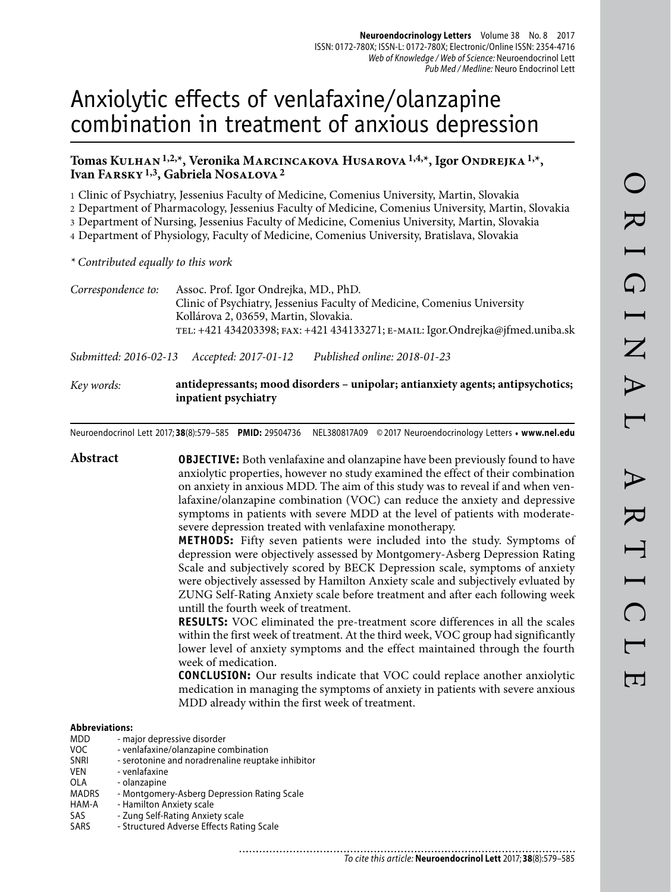# Anxiolytic effects of venlafaxine/olanzapine combination in treatment of anxious depression

**Tomas Kulhan [1,2,*], Veronika Marcincakova Husarova [1,4,*], Igor Ondrejka [1,*], Ivan Farsky [1,3], Gabriela Nosalova [2]**

1 Clinic of Psychiatry, Jessenius Faculty of Medicine, Comenius University, Martin, Slovakia
2 Department of Pharmacology, Jessenius Faculty of Medicine, Comenius University, Martin, Slovakia
3 Department of Nursing, Jessenius Faculty of Medicine, Comenius University, Martin, Slovakia
4 Department of Physiology, Faculty of Medicine, Comenius University, Bratislava, Slovakia

*\* Contributed equally to this work*

*Correspondence to:* Assoc. Prof. Igor Ondrejka, MD., PhD.
Clinic of Psychiatry, Jessenius Faculty of Medicine, Comenius University
Kollárova 2, 03659, Martin, Slovakia.
TEL: +421 434203398; FAX: +421 434133271; E-MAIL: Igor.Ondrejka@jfmed.uniba.sk

*Submitted: 2016-02-13* *Accepted: 2017-01-12* *Published online: 2018-01-23*

*Key words:* **antidepressants; mood disorders – unipolar; antianxiety agents; antipsychotics; inpatient psychiatry**

Neuroendocrinol Lett 2017; **38**(8):579–585 **PMID:** 29504736 NEL380817A09 © 2017 Neuroendocrinology Letters • **www.nel.edu**

## Abstract

**OBJECTIVE:** Both venlafaxine and olanzapine have been previously found to have anxiolytic properties, however no study examined the effect of their combination on anxiety in anxious MDD. The aim of this study was to reveal if and when venlafaxine/olanzapine combination (VOC) can reduce the anxiety and depressive symptoms in patients with severe MDD at the level of patients with moderate-severe depression treated with venlafaxine monotherapy.

**METHODS:** Fifty seven patients were included into the study. Symptoms of depression were objectively assessed by Montgomery-Asberg Depression Rating Scale and subjectively scored by BECK Depression scale, symptoms of anxiety were objectively assessed by Hamilton Anxiety scale and subjectively evluated by ZUNG Self-Rating Anxiety scale before treatment and after each following week untill the fourth week of treatment.

**RESULTS:** VOC eliminated the pre-treatment score differences in all the scales within the first week of treatment. At the third week, VOC group had significantly lower level of anxiety symptoms and the effect maintained through the fourth week of medication.

**CONCLUSION:** Our results indicate that VOC could replace another anxiolytic medication in managing the symptoms of anxiety in patients with severe anxious MDD already within the first week of treatment.

**Abbreviations:**

MDD - major depressive disorder
VOC - venlafaxine/olanzapine combination
SNRI - serotonine and noradrenaline reuptake inhibitor
VEN - venlafaxine
OLA - olanzapine
MADRS - Montgomery-Asberg Depression Rating Scale
HAM-A - Hamilton Anxiety scale
SAS - Zung Self-Rating Anxiety scale
SARS - Structured Adverse Effects Rating Scale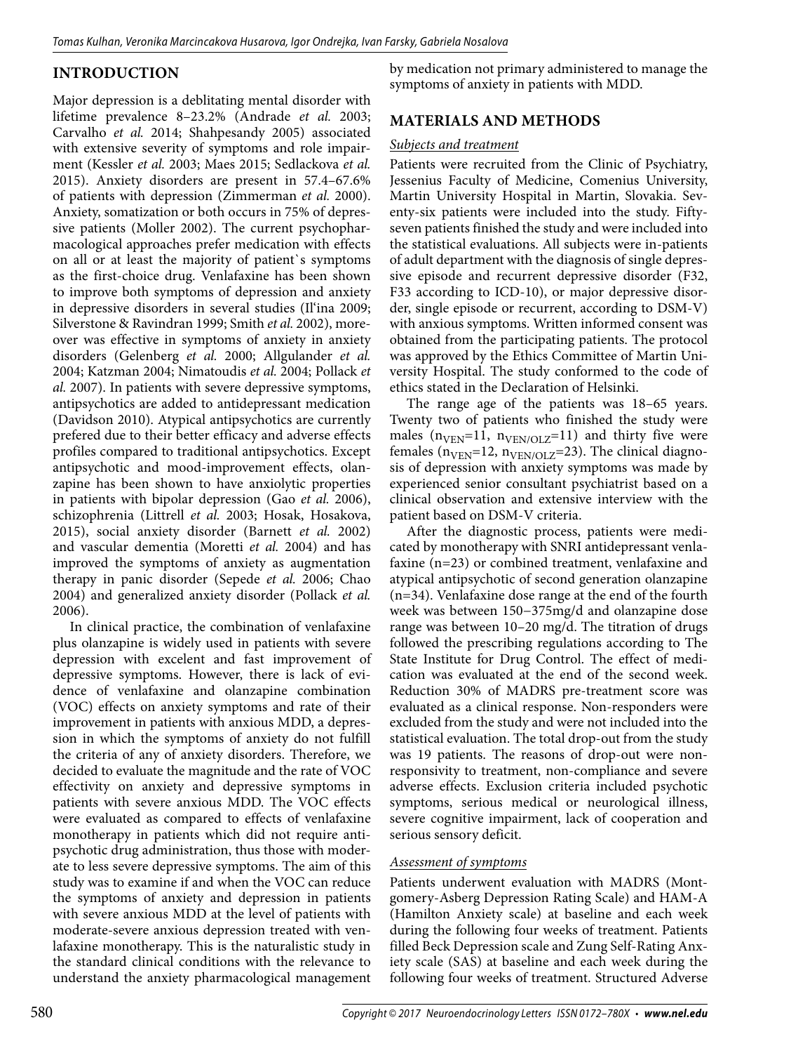## INTRODUCTION

Major depression is a deblitating mental disorder with lifetime prevalence 8–23.2% (Andrade *et al.* 2003; Carvalho *et al.* 2014; Shahpesandy 2005) associated with extensive severity of symptoms and role impairment (Kessler *et al.* 2003; Maes 2015; Sedlackova *et al.* 2015). Anxiety disorders are present in 57.4–67.6% of patients with depression (Zimmerman *et al.* 2000). Anxiety, somatization or both occurs in 75% of depressive patients (Moller 2002). The current psychopharmacological approaches prefer medication with effects on all or at least the majority of patient`s symptoms as the first-choice drug. Venlafaxine has been shown to improve both symptoms of depression and anxiety in depressive disorders in several studies (Il'ina 2009; Silverstone & Ravindran 1999; Smith *et al.* 2002), moreover was effective in symptoms of anxiety in anxiety disorders (Gelenberg *et al.* 2000; Allgulander *et al.* 2004; Katzman 2004; Nimatoudis *et al.* 2004; Pollack *et al.* 2007). In patients with severe depressive symptoms, antipsychotics are added to antidepressant medication (Davidson 2010). Atypical antipsychotics are currently prefered due to their better efficacy and adverse effects profiles compared to traditional antipsychotics. Except antipsychotic and mood-improvement effects, olanzapine has been shown to have anxiolytic properties in patients with bipolar depression (Gao *et al.* 2006), schizophrenia (Littrell *et al.* 2003; Hosak, Hosakova, 2015), social anxiety disorder (Barnett *et al.* 2002) and vascular dementia (Moretti *et al.* 2004) and has improved the symptoms of anxiety as augmentation therapy in panic disorder (Sepede *et al.* 2006; Chao 2004) and generalized anxiety disorder (Pollack *et al.* 2006).

In clinical practice, the combination of venlafaxine plus olanzapine is widely used in patients with severe depression with excelent and fast improvement of depressive symptoms. However, there is lack of evidence of venlafaxine and olanzapine combination (VOC) effects on anxiety symptoms and rate of their improvement in patients with anxious MDD, a depression in which the symptoms of anxiety do not fulfill the criteria of any of anxiety disorders. Therefore, we decided to evaluate the magnitude and the rate of VOC effectivity on anxiety and depressive symptoms in patients with severe anxious MDD. The VOC effects were evaluated as compared to effects of venlafaxine monotherapy in patients which did not require antipsychotic drug administration, thus those with moderate to less severe depressive symptoms. The aim of this study was to examine if and when the VOC can reduce the symptoms of anxiety and depression in patients with severe anxious MDD at the level of patients with moderate-severe anxious depression treated with venlafaxine monotherapy. This is the naturalistic study in the standard clinical conditions with the relevance to understand the anxiety pharmacological management by medication not primary administered to manage the symptoms of anxiety in patients with MDD.

## MATERIALS AND METHODS

### Subjects and treatment

Patients were recruited from the Clinic of Psychiatry, Jessenius Faculty of Medicine, Comenius University, Martin University Hospital in Martin, Slovakia. Seventy-six patients were included into the study. Fifty-seven patients finished the study and were included into the statistical evaluations. All subjects were in-patients of adult department with the diagnosis of single depressive episode and recurrent depressive disorder (F32, F33 according to ICD-10), or major depressive disorder, single episode or recurrent, according to DSM-V) with anxious symptoms. Written informed consent was obtained from the participating patients. The protocol was approved by the Ethics Committee of Martin University Hospital. The study conformed to the code of ethics stated in the Declaration of Helsinki.

The range age of the patients was 18–65 years. Twenty two of patients who finished the study were males ($n_{VEN}$=11, $n_{VEN/OLZ}$=11) and thirty five were females ($n_{VEN}$=12, $n_{VEN/OLZ}$=23). The clinical diagnosis of depression with anxiety symptoms was made by experienced senior consultant psychiatrist based on a clinical observation and extensive interview with the patient based on DSM-V criteria.

After the diagnostic process, patients were medicated by monotherapy with SNRI antidepressant venlafaxine (n=23) or combined treatment, venlafaxine and atypical antipsychotic of second generation olanzapine (n=34). Venlafaxine dose range at the end of the fourth week was between 150–375mg/d and olanzapine dose range was between 10–20 mg/d. The titration of drugs followed the prescribing regulations according to The State Institute for Drug Control. The effect of medication was evaluated at the end of the second week. Reduction 30% of MADRS pre-treatment score was evaluated as a clinical response. Non-responders were excluded from the study and were not included into the statistical evaluation. The total drop-out from the study was 19 patients. The reasons of drop-out were non-responsivity to treatment, non-compliance and severe adverse effects. Exclusion criteria included psychotic symptoms, serious medical or neurological illness, severe cognitive impairment, lack of cooperation and serious sensory deficit.

### Assessment of symptoms

Patients underwent evaluation with MADRS (Montgomery-Asberg Depression Rating Scale) and HAM-A (Hamilton Anxiety scale) at baseline and each week during the following four weeks of treatment. Patients filled Beck Depression scale and Zung Self-Rating Anxiety scale (SAS) at baseline and each week during the following four weeks of treatment. Structured Adverse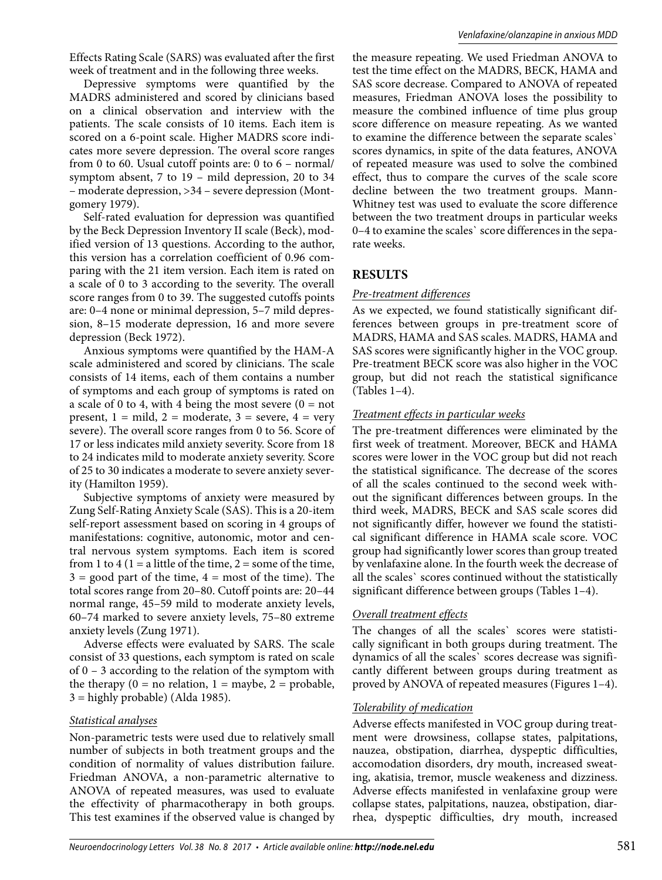Effects Rating Scale (SARS) was evaluated after the first week of treatment and in the following three weeks.

Depressive symptoms were quantified by the MADRS administered and scored by clinicians based on a clinical observation and interview with the patients. The scale consists of 10 items. Each item is scored on a 6-point scale. Higher MADRS score indicates more severe depression. The overal score ranges from 0 to 60. Usual cutoff points are: 0 to 6 – normal/symptom absent, 7 to 19 – mild depression, 20 to 34 – moderate depression, >34 – severe depression (Montgomery 1979).

Self-rated evaluation for depression was quantified by the Beck Depression Inventory II scale (Beck), modified version of 13 questions. According to the author, this version has a correlation coefficient of 0.96 comparing with the 21 item version. Each item is rated on a scale of 0 to 3 according to the severity. The overall score ranges from 0 to 39. The suggested cutoffs points are: 0–4 none or minimal depression, 5–7 mild depression, 8–15 moderate depression, 16 and more severe depression (Beck 1972).

Anxious symptoms were quantified by the HAM-A scale administered and scored by clinicians. The scale consists of 14 items, each of them contains a number of symptoms and each group of symptoms is rated on a scale of 0 to 4, with 4 being the most severe (0 = not present, 1 = mild, 2 = moderate, 3 = severe, 4 = very severe). The overall score ranges from 0 to 56. Score of 17 or less indicates mild anxiety severity. Score from 18 to 24 indicates mild to moderate anxiety severity. Score of 25 to 30 indicates a moderate to severe anxiety severity (Hamilton 1959).

Subjective symptoms of anxiety were measured by Zung Self-Rating Anxiety Scale (SAS). This is a 20-item self-report assessment based on scoring in 4 groups of manifestations: cognitive, autonomic, motor and central nervous system symptoms. Each item is scored from 1 to 4 (1 = a little of the time, 2 = some of the time, 3 = good part of the time, 4 = most of the time). The total scores range from 20–80. Cutoff points are: 20–44 normal range, 45–59 mild to moderate anxiety levels, 60–74 marked to severe anxiety levels, 75–80 extreme anxiety levels (Zung 1971).

Adverse effects were evaluated by SARS. The scale consist of 33 questions, each symptom is rated on scale of 0 – 3 according to the relation of the symptom with the therapy (0 = no relation, 1 = maybe, 2 = probable, 3 = highly probable) (Alda 1985).

*Statistical analyses*

Non-parametric tests were used due to relatively small number of subjects in both treatment groups and the condition of normality of values distribution failure. Friedman ANOVA, a non-parametric alternative to ANOVA of repeated measures, was used to evaluate the effectivity of pharmacotherapy in both groups. This test examines if the observed value is changed by the measure repeating. We used Friedman ANOVA to test the time effect on the MADRS, BECK, HAMA and SAS score decrease. Compared to ANOVA of repeated measures, Friedman ANOVA loses the possibility to measure the combined influence of time plus group score difference on measure repeating. As we wanted to examine the difference between the separate scales` scores dynamics, in spite of the data features, ANOVA of repeated measure was used to solve the combined effect, thus to compare the curves of the scale score decline between the two treatment groups. Mann-Whitney test was used to evaluate the score difference between the two treatment droups in particular weeks 0–4 to examine the scales` score differences in the separate weeks.

## RESULTS

*Pre-treatment differences*

As we expected, we found statistically significant differences between groups in pre-treatment score of MADRS, HAMA and SAS scales. MADRS, HAMA and SAS scores were significantly higher in the VOC group. Pre-treatment BECK score was also higher in the VOC group, but did not reach the statistical significance (Tables 1–4).

*Treatment effects in particular weeks*

The pre-treatment differences were eliminated by the first week of treatment. Moreover, BECK and HAMA scores were lower in the VOC group but did not reach the statistical significance. The decrease of the scores of all the scales continued to the second week without the significant differences between groups. In the third week, MADRS, BECK and SAS scale scores did not significantly differ, however we found the statistical significant difference in HAMA scale score. VOC group had significantly lower scores than group treated by venlafaxine alone. In the fourth week the decrease of all the scales` scores continued without the statistically significant difference between groups (Tables 1–4).

*Overall treatment effects*

The changes of all the scales` scores were statistically significant in both groups during treatment. The dynamics of all the scales` scores decrease was significantly different between groups during treatment as proved by ANOVA of repeated measures (Figures 1–4).

*Tolerability of medication*

Adverse effects manifested in VOC group during treatment were drowsiness, collapse states, palpitations, nauzea, obstipation, diarrhea, dyspeptic difficulties, accomodation disorders, dry mouth, increased sweating, akatisia, tremor, muscle weakeness and dizziness. Adverse effects manifested in venlafaxine group were collapse states, palpitations, nauzea, obstipation, diarrhea, dyspeptic difficulties, dry mouth, increased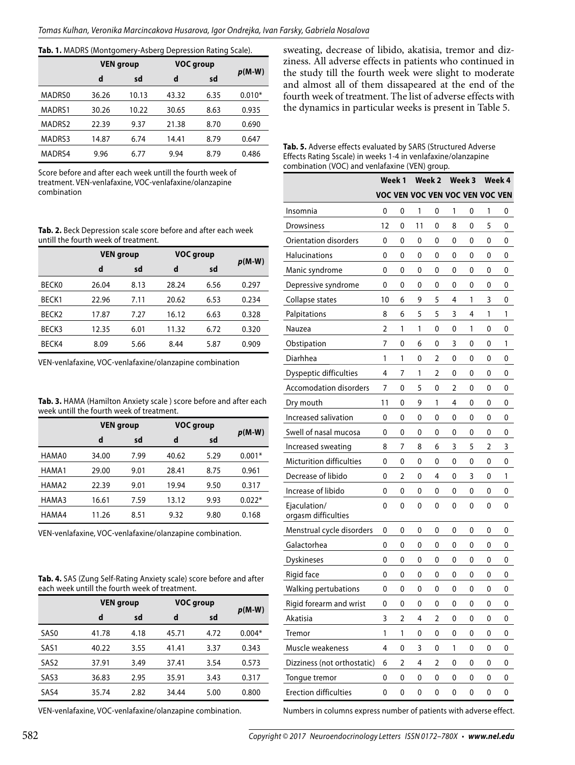**Tab. 1.** MADRS (Montgomery-Asberg Depression Rating Scale).

| | VEN group | | VOC group | | p(M-W) |
|---|---|---|---|---|---|
| | d | sd | d | sd | |
| MADRS0 | 36.26 | 10.13 | 43.32 | 6.35 | 0.010* |
| MADRS1 | 30.26 | 10.22 | 30.65 | 8.63 | 0.935 |
| MADRS2 | 22.39 | 9.37 | 21.38 | 8.70 | 0.690 |
| MADRS3 | 14.87 | 6.74 | 14.41 | 8.79 | 0.647 |
| MADRS4 | 9.96 | 6.77 | 9.94 | 8.79 | 0.486 |

Score before and after each week untill the fourth week of treatment. VEN-venlafaxine, VOC-venlafaxine/olanzapine combination

**Tab. 2.** Beck Depression scale score before and after each week untill the fourth week of treatment.

| | VEN group | | VOC group | | p(M-W) |
|---|---|---|---|---|---|
| | d | sd | d | sd | |
| BECK0 | 26.04 | 8.13 | 28.24 | 6.56 | 0.297 |
| BECK1 | 22.96 | 7.11 | 20.62 | 6.53 | 0.234 |
| BECK2 | 17.87 | 7.27 | 16.12 | 6.63 | 0.328 |
| BECK3 | 12.35 | 6.01 | 11.32 | 6.72 | 0.320 |
| BECK4 | 8.09 | 5.66 | 8.44 | 5.87 | 0.909 |

VEN-venlafaxine, VOC-venlafaxine/olanzapine combination

**Tab. 3.** HAMA (Hamilton Anxiety scale ) score before and after each week untill the fourth week of treatment.

| | VEN group | | VOC group | | p(M-W) |
|---|---|---|---|---|---|
| | d | sd | d | sd | |
| HAMA0 | 34.00 | 7.99 | 40.62 | 5.29 | 0.001* |
| HAMA1 | 29.00 | 9.01 | 28.41 | 8.75 | 0.961 |
| HAMA2 | 22.39 | 9.01 | 19.94 | 9.50 | 0.317 |
| HAMA3 | 16.61 | 7.59 | 13.12 | 9.93 | 0.022* |
| HAMA4 | 11.26 | 8.51 | 9.32 | 9.80 | 0.168 |

VEN-venlafaxine, VOC-venlafaxine/olanzapine combination.

**Tab. 4.** SAS (Zung Self-Rating Anxiety scale) score before and after each week untill the fourth week of treatment.

| | VEN group | | VOC group | | p(M-W) |
|---|---|---|---|---|---|
| | d | sd | d | sd | |
| SAS0 | 41.78 | 4.18 | 45.71 | 4.72 | 0.004* |
| SAS1 | 40.22 | 3.55 | 41.41 | 3.37 | 0.343 |
| SAS2 | 37.91 | 3.49 | 37.41 | 3.54 | 0.573 |
| SAS3 | 36.83 | 2.95 | 35.91 | 3.43 | 0.317 |
| SAS4 | 35.74 | 2.82 | 34.44 | 5.00 | 0.800 |

VEN-venlafaxine, VOC-venlafaxine/olanzapine combination.

sweating, decrease of libido, akatisia, tremor and dizziness. All adverse effects in patients who continued in the study till the fourth week were slight to moderate and almost all of them dissapeared at the end of the fourth week of treatment. The list of adverse effects with the dynamics in particular weeks is present in Table 5.

**Tab. 5.** Adverse effects evaluated by SARS (Structured Adverse Effects Rating Sscale) in weeks 1-4 in venlafaxine/olanzapine combination (VOC) and venlafaxine (VEN) group.

| | Week 1 | | Week 2 | | Week 3 | | Week 4 | |
|---|---|---|---|---|---|---|---|---|
| | VOC | VEN | VOC | VEN | VOC | VEN | VOC | VEN |
| Insomnia | 0 | 0 | 1 | 0 | 1 | 0 | 1 | 0 |
| Drowsiness | 12 | 0 | 11 | 0 | 8 | 0 | 5 | 0 |
| Orientation disorders | 0 | 0 | 0 | 0 | 0 | 0 | 0 | 0 |
| Halucinations | 0 | 0 | 0 | 0 | 0 | 0 | 0 | 0 |
| Manic syndrome | 0 | 0 | 0 | 0 | 0 | 0 | 0 | 0 |
| Depressive syndrome | 0 | 0 | 0 | 0 | 0 | 0 | 0 | 0 |
| Collapse states | 10 | 6 | 9 | 5 | 4 | 1 | 3 | 0 |
| Palpitations | 8 | 6 | 5 | 5 | 3 | 4 | 1 | 1 |
| Nauzea | 2 | 1 | 1 | 0 | 0 | 1 | 0 | 0 |
| Obstipation | 7 | 0 | 6 | 0 | 3 | 0 | 0 | 1 |
| Diarhhea | 1 | 1 | 0 | 2 | 0 | 0 | 0 | 0 |
| Dyspeptic difficulties | 4 | 7 | 1 | 2 | 0 | 0 | 0 | 0 |
| Accomodation disorders | 7 | 0 | 5 | 0 | 2 | 0 | 0 | 0 |
| Dry mouth | 11 | 0 | 9 | 1 | 4 | 0 | 0 | 0 |
| Increased salivation | 0 | 0 | 0 | 0 | 0 | 0 | 0 | 0 |
| Swell of nasal mucosa | 0 | 0 | 0 | 0 | 0 | 0 | 0 | 0 |
| Increased sweating | 8 | 7 | 8 | 6 | 3 | 5 | 2 | 3 |
| Micturition difficulties | 0 | 0 | 0 | 0 | 0 | 0 | 0 | 0 |
| Decrease of libido | 0 | 2 | 0 | 4 | 0 | 3 | 0 | 1 |
| Increase of libido | 0 | 0 | 0 | 0 | 0 | 0 | 0 | 0 |
| Ejaculation/ orgasm difficulties | 0 | 0 | 0 | 0 | 0 | 0 | 0 | 0 |
| Menstrual cycle disorders | 0 | 0 | 0 | 0 | 0 | 0 | 0 | 0 |
| Galactorhea | 0 | 0 | 0 | 0 | 0 | 0 | 0 | 0 |
| Dyskineses | 0 | 0 | 0 | 0 | 0 | 0 | 0 | 0 |
| Rigid face | 0 | 0 | 0 | 0 | 0 | 0 | 0 | 0 |
| Walking pertubations | 0 | 0 | 0 | 0 | 0 | 0 | 0 | 0 |
| Rigid forearm and wrist | 0 | 0 | 0 | 0 | 0 | 0 | 0 | 0 |
| Akatisia | 3 | 2 | 4 | 2 | 0 | 0 | 0 | 0 |
| Tremor | 1 | 1 | 0 | 0 | 0 | 0 | 0 | 0 |
| Muscle weakeness | 4 | 0 | 3 | 0 | 1 | 0 | 0 | 0 |
| Dizziness (not orthostatic) | 6 | 2 | 4 | 2 | 0 | 0 | 0 | 0 |
| Tongue tremor | 0 | 0 | 0 | 0 | 0 | 0 | 0 | 0 |
| Erection difficulties | 0 | 0 | 0 | 0 | 0 | 0 | 0 | 0 |

Numbers in columns express number of patients with adverse effect.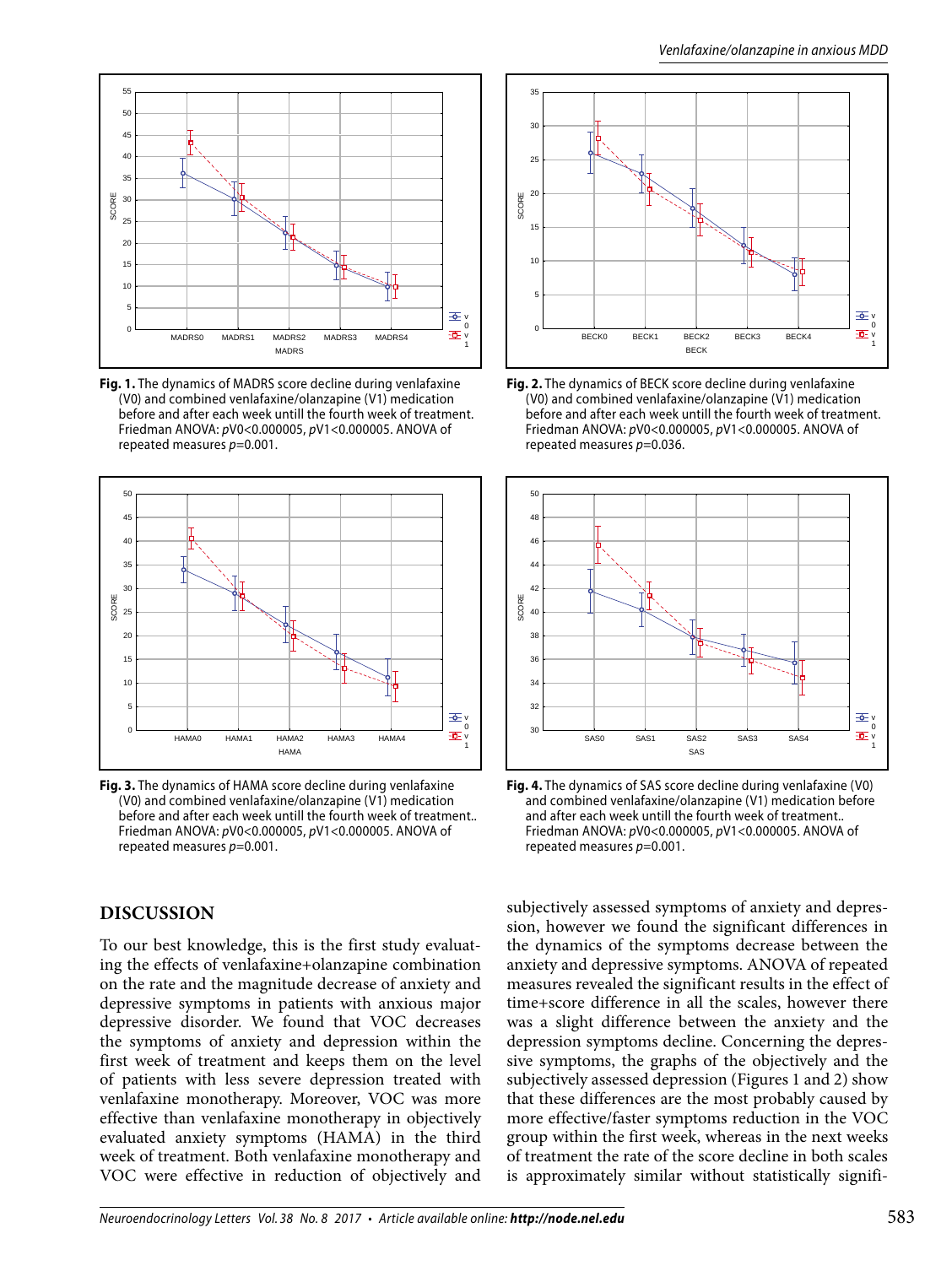55
50
45
40
35
30
25
20
15
10
5
0
SCORE
MADRS0 MADRS1 MADRS2 MADRS3 MADRS4
MADRS
v 0
v 1

**Fig. 1.** The dynamics of MADRS score decline during venlafaxine (V0) and combined venlafaxine/olanzapine (V1) medication before and after each week untill the fourth week of treatment. Friedman ANOVA: *p*V0<0.000005, *p*V1<0.000005. ANOVA of repeated measures *p*=0.001.

35
30
25
20
15
10
5
0
SCORE
BECK0 BECK1 BECK2 BECK3 BECK4
BECK
v 0
v 1

**Fig. 2.** The dynamics of BECK score decline during venlafaxine (V0) and combined venlafaxine/olanzapine (V1) medication before and after each week untill the fourth week of treatment. Friedman ANOVA: *p*V0<0.000005, *p*V1<0.000005. ANOVA of repeated measures *p*=0.036.

50
45
40
35
30
25
20
15
10
5
0
SCORE
HAMA0 HAMA1 HAMA2 HAMA3 HAMA4
HAMA
v 0
v 1

**Fig. 3.** The dynamics of HAMA score decline during venlafaxine (V0) and combined venlafaxine/olanzapine (V1) medication before and after each week untill the fourth week of treatment.. Friedman ANOVA: *p*V0<0.000005, *p*V1<0.000005. ANOVA of repeated measures *p*=0.001.

50
48
46
44
42
40
38
36
34
32
30
SCORE
SAS0 SAS1 SAS2 SAS3 SAS4
SAS
v 0
v 1

**Fig. 4.** The dynamics of SAS score decline during venlafaxine (V0) and combined venlafaxine/olanzapine (V1) medication before and after each week untill the fourth week of treatment.. Friedman ANOVA: *p*V0<0.000005, *p*V1<0.000005. ANOVA of repeated measures *p*=0.001.

## DISCUSSION

To our best knowledge, this is the first study evaluating the effects of venlafaxine+olanzapine combination on the rate and the magnitude decrease of anxiety and depressive symptoms in patients with anxious major depressive disorder. We found that VOC decreases the symptoms of anxiety and depression within the first week of treatment and keeps them on the level of patients with less severe depression treated with venlafaxine monotherapy. Moreover, VOC was more effective than venlafaxine monotherapy in objectively evaluated anxiety symptoms (HAMA) in the third week of treatment. Both venlafaxine monotherapy and VOC were effective in reduction of objectively and subjectively assessed symptoms of anxiety and depression, however we found the significant differences in the dynamics of the symptoms decrease between the anxiety and depressive symptoms. ANOVA of repeated measures revealed the significant results in the effect of time+score difference in all the scales, however there was a slight difference between the anxiety and the depression symptoms decline. Concerning the depressive symptoms, the graphs of the objectively and the subjectively assessed depression (Figures 1 and 2) show that these differences are the most probably caused by more effective/faster symptoms reduction in the VOC group within the first week, whereas in the next weeks of treatment the rate of the score decline in both scales is approximately similar without statistically signifi-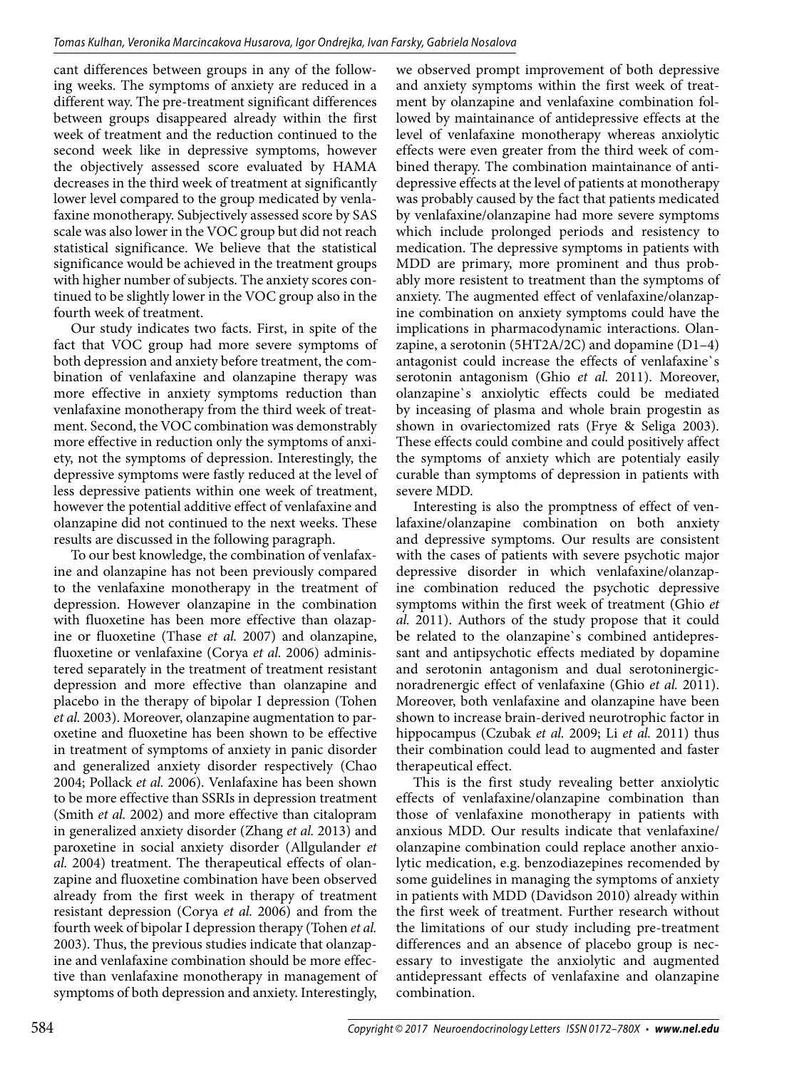cant differences between groups in any of the following weeks. The symptoms of anxiety are reduced in a different way. The pre-treatment significant differences between groups disappeared already within the first week of treatment and the reduction continued to the second week like in depressive symptoms, however the objectively assessed score evaluated by HAMA decreases in the third week of treatment at significantly lower level compared to the group medicated by venlafaxine monotherapy. Subjectively assessed score by SAS scale was also lower in the VOC group but did not reach statistical significance. We believe that the statistical significance would be achieved in the treatment groups with higher number of subjects. The anxiety scores continued to be slightly lower in the VOC group also in the fourth week of treatment.

Our study indicates two facts. First, in spite of the fact that VOC group had more severe symptoms of both depression and anxiety before treatment, the combination of venlafaxine and olanzapine therapy was more effective in anxiety symptoms reduction than venlafaxine monotherapy from the third week of treatment. Second, the VOC combination was demonstrably more effective in reduction only the symptoms of anxiety, not the symptoms of depression. Interestingly, the depressive symptoms were fastly reduced at the level of less depressive patients within one week of treatment, however the potential additive effect of venlafaxine and olanzapine did not continued to the next weeks. These results are discussed in the following paragraph.

To our best knowledge, the combination of venlafaxine and olanzapine has not been previously compared to the venlafaxine monotherapy in the treatment of depression. However olanzapine in the combination with fluoxetine has been more effective than olazapine or fluoxetine (Thase *et al.* 2007) and olanzapine, fluoxetine or venlafaxine (Corya *et al.* 2006) administered separately in the treatment of treatment resistant depression and more effective than olanzapine and placebo in the therapy of bipolar I depression (Tohen *et al.* 2003). Moreover, olanzapine augmentation to paroxetine and fluoxetine has been shown to be effective in treatment of symptoms of anxiety in panic disorder and generalized anxiety disorder respectively (Chao 2004; Pollack *et al.* 2006). Venlafaxine has been shown to be more effective than SSRIs in depression treatment (Smith *et al.* 2002) and more effective than citalopram in generalized anxiety disorder (Zhang *et al.* 2013) and paroxetine in social anxiety disorder (Allgulander *et al.* 2004) treatment. The therapeutical effects of olanzapine and fluoxetine combination have been observed already from the first week in therapy of treatment resistant depression (Corya *et al.* 2006) and from the fourth week of bipolar I depression therapy (Tohen *et al.* 2003). Thus, the previous studies indicate that olanzapine and venlafaxine combination should be more effective than venlafaxine monotherapy in management of symptoms of both depression and anxiety. Interestingly, we observed prompt improvement of both depressive and anxiety symptoms within the first week of treatment by olanzapine and venlafaxine combination followed by maintainance of antidepressive effects at the level of venlafaxine monotherapy whereas anxiolytic effects were even greater from the third week of combined therapy. The combination maintainance of antidepressive effects at the level of patients at monotherapy was probably caused by the fact that patients medicated by venlafaxine/olanzapine had more severe symptoms which include prolonged periods and resistency to medication. The depressive symptoms in patients with MDD are primary, more prominent and thus probably more resistent to treatment than the symptoms of anxiety. The augmented effect of venlafaxine/olanzapine combination on anxiety symptoms could have the implications in pharmacodynamic interactions. Olanzapine, a serotonin (5HT2A/2C) and dopamine (D1–4) antagonist could increase the effects of venlafaxine`s serotonin antagonism (Ghio *et al.* 2011). Moreover, olanzapine`s anxiolytic effects could be mediated by inceasing of plasma and whole brain progestin as shown in ovariectomized rats (Frye & Seliga 2003). These effects could combine and could positively affect the symptoms of anxiety which are potentialy easily curable than symptoms of depression in patients with severe MDD.

Interesting is also the promptness of effect of venlafaxine/olanzapine combination on both anxiety and depressive symptoms. Our results are consistent with the cases of patients with severe psychotic major depressive disorder in which venlafaxine/olanzapine combination reduced the psychotic depressive symptoms within the first week of treatment (Ghio *et al.* 2011). Authors of the study propose that it could be related to the olanzapine`s combined antidepressant and antipsychotic effects mediated by dopamine and serotonin antagonism and dual serotoninergic-noradrenergic effect of venlafaxine (Ghio *et al.* 2011). Moreover, both venlafaxine and olanzapine have been shown to increase brain-derived neurotrophic factor in hippocampus (Czubak *et al.* 2009; Li *et al.* 2011) thus their combination could lead to augmented and faster therapeutical effect.

This is the first study revealing better anxiolytic effects of venlafaxine/olanzapine combination than those of venlafaxine monotherapy in patients with anxious MDD. Our results indicate that venlafaxine/olanzapine combination could replace another anxiolytic medication, e.g. benzodiazepines recomended by some guidelines in managing the symptoms of anxiety in patients with MDD (Davidson 2010) already within the first week of treatment. Further research without the limitations of our study including pre-treatment differences and an absence of placebo group is necessary to investigate the anxiolytic and augmented antidepressant effects of venlafaxine and olanzapine combination.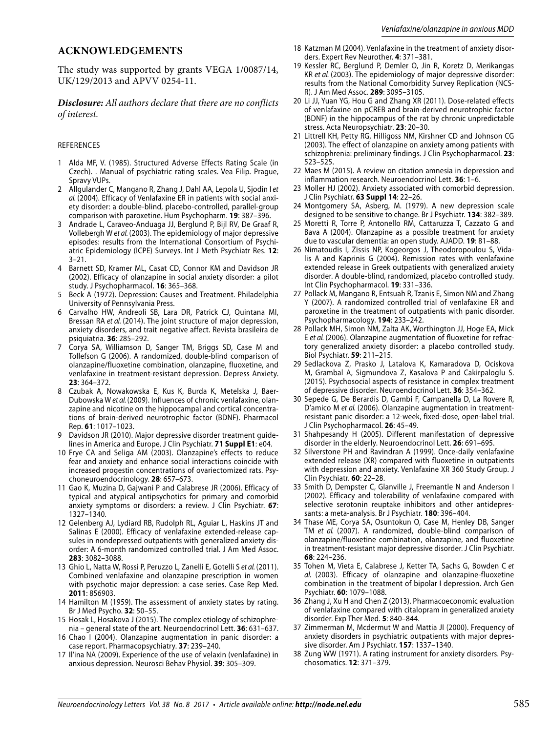## ACKNOWLEDGEMENTS

The study was supported by grants VEGA 1/0087/14, UK/129/2013 and APVV 0254-11.

***Disclosure:*** *All authors declare that there are no conflicts of interest.*

### REFERENCES

1. Alda MF, V. (1985). Structured Adverse Effects Rating Scale (in Czech). . Manual of psychiatric rating scales. Vea Filip. Prague, Spravy VUPs.
2. Allgulander C, Mangano R, Zhang J, Dahl AA, Lepola U, Sjodin I *et al.* (2004). Efficacy of Venlafaxine ER in patients with social anxiety disorder: a double-blind, placebo-controlled, parallel-group comparison with paroxetine. Hum Psychopharm. **19**: 387–396.
3. Andrade L, Caraveo-Anduaga JJ, Berglund P, Bijl RV, De Graaf R, Vollebergh W *et al.* (2003). The epidemiology of major depressive episodes: results from the International Consortium of Psychiatric Epidemiology (ICPE) Surveys. Int J Meth Psychiatr Res. **12**: 3–21.
4. Barnett SD, Kramer ML, Casat CD, Connor KM and Davidson JR (2002). Efficacy of olanzapine in social anxiety disorder: a pilot study. J Psychopharmacol. **16**: 365–368.
5. Beck A (1972). Depression: Causes and Treatment. Philadelphia University of Pennsylvania Press.
6. Carvalho HW, Andreoli SB, Lara DR, Patrick CJ, Quintana MI, Bressan RA *et al.* (2014). The joint structure of major depression, anxiety disorders, and trait negative affect. Revista brasileira de psiquiatria. **36**: 285–292.
7. Corya SA, Williamson D, Sanger TM, Briggs SD, Case M and Tollefson G (2006). A randomized, double-blind comparison of olanzapine/fluoxetine combination, olanzapine, fluoxetine, and venlafaxine in treatment-resistant depression. Depress Anxiety. **23**: 364–372.
8. Czubak A, Nowakowska E, Kus K, Burda K, Metelska J, Baer-Dubowska W *et al.* (2009). Influences of chronic venlafaxine, olanzapine and nicotine on the hippocampal and cortical concentrations of brain-derived neurotrophic factor (BDNF). Pharmacol Rep. **61**: 1017–1023.
9. Davidson JR (2010). Major depressive disorder treatment guidelines in America and Europe. J Clin Psychiatr. **71 Suppl E1**: e04.
10. Frye CA and Seliga AM (2003). Olanzapine's effects to reduce fear and anxiety and enhance social interactions coincide with increased progestin concentrations of ovariectomized rats. Psychoneuroendocrinology. **28**: 657–673.
11. Gao K, Muzina D, Gajwani P and Calabrese JR (2006). Efficacy of typical and atypical antipsychotics for primary and comorbid anxiety symptoms or disorders: a review. J Clin Psychiatr. **67**: 1327–1340.
12. Gelenberg AJ, Lydiard RB, Rudolph RL, Aguiar L, Haskins JT and Salinas E (2000). Efficacy of venlafaxine extended-release capsules in nondepressed outpatients with generalized anxiety disorder: A 6-month randomized controlled trial. J Am Med Assoc. **283**: 3082–3088.
13. Ghio L, Natta W, Rossi P, Peruzzo L, Zanelli E, Gotelli S *et al.* (2011). Combined venlafaxine and olanzapine prescription in women with psychotic major depression: a case series. Case Rep Med. **2011**: 856903.
14. Hamilton M (1959). The assessment of anxiety states by rating. Br J Med Psycho. **32**: 50–55.
15. Hosak L, Hosakova J (2015). The complex etiology of schizophrenia – general state of the art. Neuroendocrinol Lett. **36**: 631–637.
16. Chao I (2004). Olanzapine augmentation in panic disorder: a case report. Pharmacopsychiatry. **37**: 239–240.
17. Il'ina NA (2009). Experience of the use of velaxin (venlafaxine) in anxious depression. Neurosci Behav Physiol. **39**: 305–309.
18. Katzman M (2004). Venlafaxine in the treatment of anxiety disorders. Expert Rev Neurother. **4**: 371–381.
19. Kessler RC, Berglund P, Demler O, Jin R, Koretz D, Merikangas KR *et al.* (2003). The epidemiology of major depressive disorder: results from the National Comorbidity Survey Replication (NCS-R). J Am Med Assoc. **289**: 3095–3105.
20. Li JJ, Yuan YG, Hou G and Zhang XR (2011). Dose-related effects of venlafaxine on pCREB and brain-derived neurotrophic factor (BDNF) in the hippocampus of the rat by chronic unpredictable stress. Acta Neuropsychiatr. **23**: 20–30.
21. Littrell KH, Petty RG, Hilligoss NM, Kirshner CD and Johnson CG (2003). The effect of olanzapine on anxiety among patients with schizophrenia: preliminary findings. J Clin Psychopharmacol. **23**: 523–525.
22. Maes M (2015). A review on citation amnesia in depression and inflammation research. Neuroendocrinol Lett. **36**: 1–6.
23. Moller HJ (2002). Anxiety associated with comorbid depression. J Clin Psychiatr. **63 Suppl 14**: 22–26.
24. Montgomery SA, Asberg, M. (1979). A new depression scale designed to be sensitive to change. Br J Psychiatr. **134**: 382–389.
25. Moretti R, Torre P, Antonello RM, Cattaruzza T, Cazzato G and Bava A (2004). Olanzapine as a possible treatment for anxiety due to vascular dementia: an open study. AJADD. **19**: 81–88.
26. Nimatoudis I, Zissis NP, Kogeorgos J, Theodoropoulou S, Vidalis A and Kaprinis G (2004). Remission rates with venlafaxine extended release in Greek outpatients with generalized anxiety disorder. A double-blind, randomized, placebo controlled study. Int Clin Psychopharmacol. **19**: 331–336.
27. Pollack M, Mangano R, Entsuah R, Tzanis E, Simon NM and Zhang Y (2007). A randomized controlled trial of venlafaxine ER and paroxetine in the treatment of outpatients with panic disorder. Psychopharmacology. **194**: 233–242.
28. Pollack MH, Simon NM, Zalta AK, Worthington JJ, Hoge EA, Mick E *et al.* (2006). Olanzapine augmentation of fluoxetine for refractory generalized anxiety disorder: a placebo controlled study. Biol Psychiatr. **59**: 211–215.
29. Sedlackova Z, Prasko J, Latalova K, Kamaradova D, Ociskova M, Grambal A, Sigmundova Z, Kasalova P and Cakirpaloglu S. (2015). Psychosocial aspects of resistance in complex treatment of depressive disorder. Neuroendocrinol Lett. **36**: 354–362.
30. Sepede G, De Berardis D, Gambi F, Campanella D, La Rovere R, D'amico M *et al.* (2006). Olanzapine augmentation in treatment-resistant panic disorder: a 12-week, fixed-dose, open-label trial. J Clin Psychopharmacol. **26**: 45–49.
31. Shahpesandy H (2005). Different manifestation of depressive disorder in the elderly. Neuroendocrinol Lett. **26**: 691–695.
32. Silverstone PH and Ravindran A (1999). Once-daily venlafaxine extended release (XR) compared with fluoxetine in outpatients with depression and anxiety. Venlafaxine XR 360 Study Group. J Clin Psychiatr. **60**: 22–28.
33. Smith D, Dempster C, Glanville J, Freemantle N and Anderson I (2002). Efficacy and tolerability of venlafaxine compared with selective serotonin reuptake inhibitors and other antidepressants: a meta-analysis. Br J Psychiatr. **180**: 396–404.
34. Thase ME, Corya SA, Osuntokun O, Case M, Henley DB, Sanger TM *et al.* (2007). A randomized, double-blind comparison of olanzapine/fluoxetine combination, olanzapine, and fluoxetine in treatment-resistant major depressive disorder. J Clin Psychiatr. **68**: 224–236.
35. Tohen M, Vieta E, Calabrese J, Ketter TA, Sachs G, Bowden C *et al.* (2003). Efficacy of olanzapine and olanzapine-fluoxetine combination in the treatment of bipolar I depression. Arch Gen Psychiatr. **60**: 1079–1088.
36. Zhang J, Xu H and Chen Z (2013). Pharmacoeconomic evaluation of venlafaxine compared with citalopram in generalized anxiety disorder. Exp Ther Med. **5**: 840–844.
37. Zimmerman M, Mcdermut W and Mattia JI (2000). Frequency of anxiety disorders in psychiatric outpatients with major depressive disorder. Am J Psychiatr. **157**: 1337–1340.
38. Zung WW (1971). A rating instrument for anxiety disorders. Psychosomatics. **12**: 371–379.